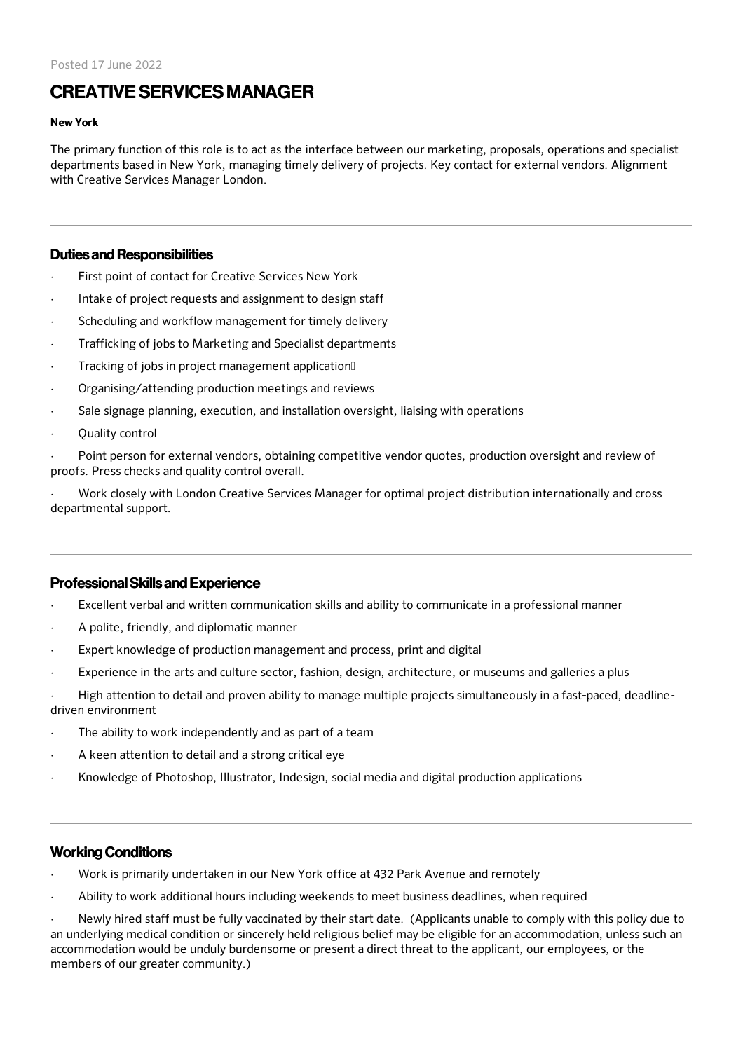Posted 17 June 2022

# CREATIVE SERVICES MANAGER

**New York**

The primary function of this role is to act as the interface between our marketing, proposals, operations and specialist departments based in New York, managing timely delivery of projects. Key contact for external vendors. Alignment with Creative Services Manager London.

---

## Duties and Responsibilities

- First point of contact for Creative Services New York
- Intake of project requests and assignment to design staff
- Scheduling and workflow management for timely delivery
- Trafficking of jobs to Marketing and Specialist departments
- Tracking of jobs in project management application
- Organising/attending production meetings and reviews
- Sale signage planning, execution, and installation oversight, liaising with operations
- Quality control
- Point person for external vendors, obtaining competitive vendor quotes, production oversight and review of proofs. Press checks and quality control overall.
- Work closely with London Creative Services Manager for optimal project distribution internationally and cross departmental support.

---

## Professional Skills and Experience

- Excellent verbal and written communication skills and ability to communicate in a professional manner
- A polite, friendly, and diplomatic manner
- Expert knowledge of production management and process, print and digital
- Experience in the arts and culture sector, fashion, design, architecture, or museums and galleries a plus
- High attention to detail and proven ability to manage multiple projects simultaneously in a fast-paced, deadline-driven environment
- The ability to work independently and as part of a team
- A keen attention to detail and a strong critical eye
- Knowledge of Photoshop, Illustrator, Indesign, social media and digital production applications

---

## Working Conditions

- Work is primarily undertaken in our New York office at 432 Park Avenue and remotely
- Ability to work additional hours including weekends to meet business deadlines, when required
- Newly hired staff must be fully vaccinated by their start date. (Applicants unable to comply with this policy due to an underlying medical condition or sincerely held religious belief may be eligible for an accommodation, unless such an accommodation would be unduly burdensome or present a direct threat to the applicant, our employees, or the members of our greater community.)

---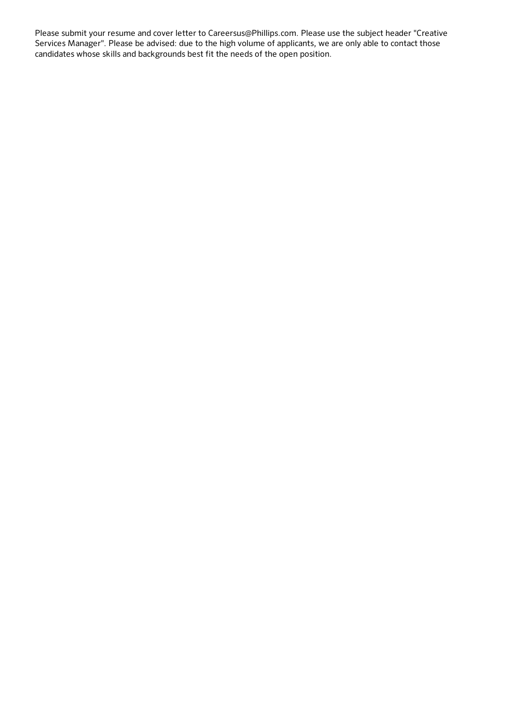Please submit your resume and cover letter to Careersus@Phillips.com. Please use the subject header "Creative Services Manager". Please be advised: due to the high volume of applicants, we are only able to contact those candidates whose skills and backgrounds best fit the needs of the open position.